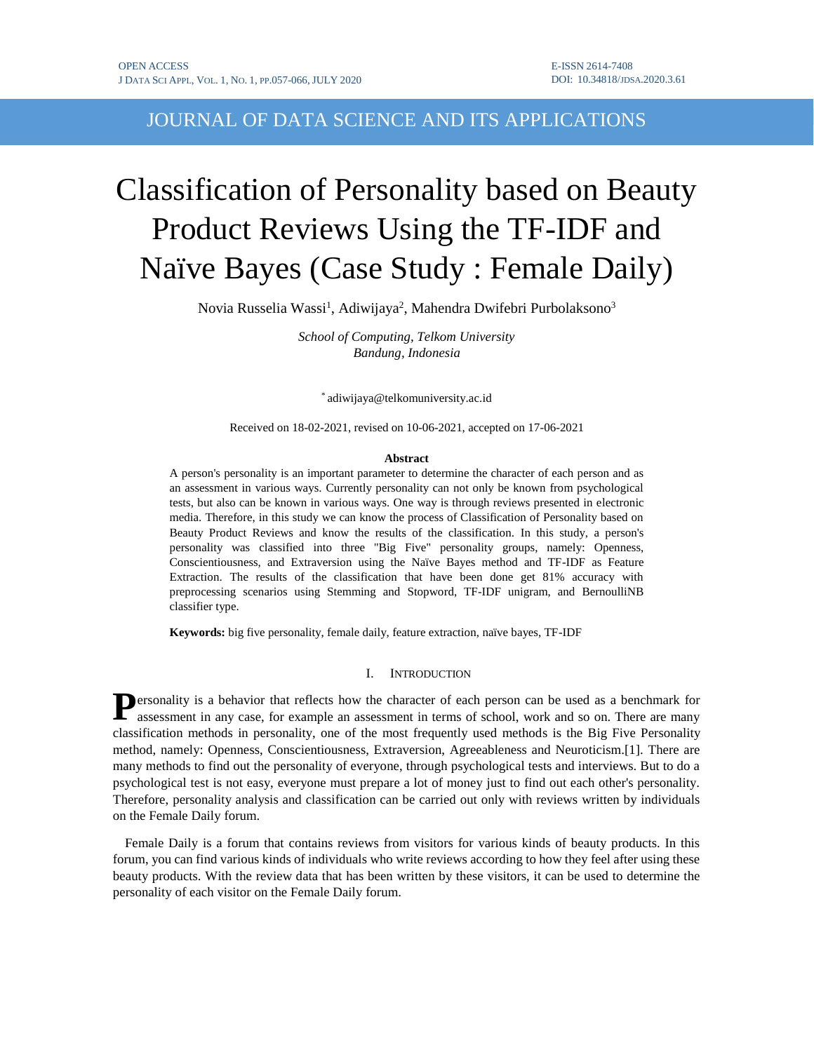# JOURNAL OF DATA SCIENCE AND ITS APPLICATIONS

# Classification of Personality based on Beauty Product Reviews Using the TF-IDF and Naïve Bayes (Case Study : Female Daily)

Novia Russelia Wassi[1], Adiwijaya[2], Mahendra Dwifebri Purbolaksono[3]

*School of Computing, Telkom University*
*Bandung, Indonesia*

[*] adiwijaya@telkomuniversity.ac.id

Received on 18-02-2021, revised on 10-06-2021, accepted on 17-06-2021

**Abstract**

A person's personality is an important parameter to determine the character of each person and as an assessment in various ways. Currently personality can not only be known from psychological tests, but also can be known in various ways. One way is through reviews presented in electronic media. Therefore, in this study we can know the process of Classification of Personality based on Beauty Product Reviews and know the results of the classification. In this study, a person's personality was classified into three "Big Five" personality groups, namely: Openness, Conscientiousness, and Extraversion using the Naïve Bayes method and TF-IDF as Feature Extraction. The results of the classification that have been done get 81% accuracy with preprocessing scenarios using Stemming and Stopword, TF-IDF unigram, and BernoulliNB classifier type.

**Keywords:** big five personality, female daily, feature extraction, naïve bayes, TF-IDF

## I. INTRODUCTION

Personality is a behavior that reflects how the character of each person can be used as a benchmark for assessment in any case, for example an assessment in terms of school, work and so on. There are many classification methods in personality, one of the most frequently used methods is the Big Five Personality method, namely: Openness, Conscientiousness, Extraversion, Agreeableness and Neuroticism.[1]. There are many methods to find out the personality of everyone, through psychological tests and interviews. But to do a psychological test is not easy, everyone must prepare a lot of money just to find out each other's personality. Therefore, personality analysis and classification can be carried out only with reviews written by individuals on the Female Daily forum.

Female Daily is a forum that contains reviews from visitors for various kinds of beauty products. In this forum, you can find various kinds of individuals who write reviews according to how they feel after using these beauty products. With the review data that has been written by these visitors, it can be used to determine the personality of each visitor on the Female Daily forum.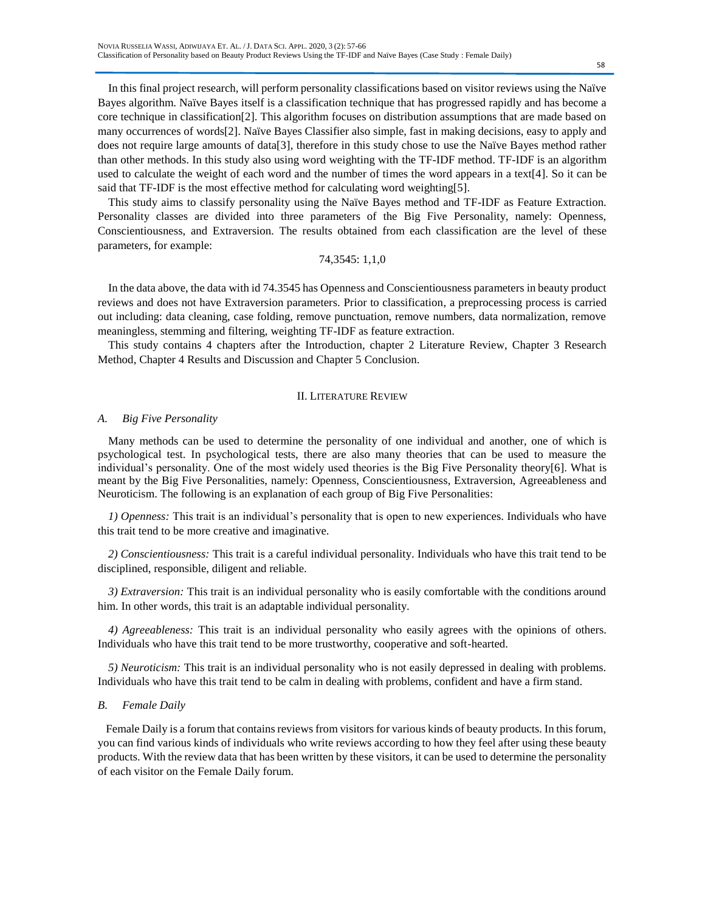In this final project research, will perform personality classifications based on visitor reviews using the Naïve Bayes algorithm. Naïve Bayes itself is a classification technique that has progressed rapidly and has become a core technique in classification[2]. This algorithm focuses on distribution assumptions that are made based on many occurrences of words[2]. Naïve Bayes Classifier also simple, fast in making decisions, easy to apply and does not require large amounts of data[3], therefore in this study chose to use the Naïve Bayes method rather than other methods. In this study also using word weighting with the TF-IDF method. TF-IDF is an algorithm used to calculate the weight of each word and the number of times the word appears in a text[4]. So it can be said that TF-IDF is the most effective method for calculating word weighting[5].

This study aims to classify personality using the Naïve Bayes method and TF-IDF as Feature Extraction. Personality classes are divided into three parameters of the Big Five Personality, namely: Openness, Conscientiousness, and Extraversion. The results obtained from each classification are the level of these parameters, for example:

74,3545: 1,1,0

In the data above, the data with id 74.3545 has Openness and Conscientiousness parameters in beauty product reviews and does not have Extraversion parameters. Prior to classification, a preprocessing process is carried out including: data cleaning, case folding, remove punctuation, remove numbers, data normalization, remove meaningless, stemming and filtering, weighting TF-IDF as feature extraction.

This study contains 4 chapters after the Introduction, chapter 2 Literature Review, Chapter 3 Research Method, Chapter 4 Results and Discussion and Chapter 5 Conclusion.

## II. Literature Review

### A. Big Five Personality

Many methods can be used to determine the personality of one individual and another, one of which is psychological test. In psychological tests, there are also many theories that can be used to measure the individual's personality. One of the most widely used theories is the Big Five Personality theory[6]. What is meant by the Big Five Personalities, namely: Openness, Conscientiousness, Extraversion, Agreeableness and Neuroticism. The following is an explanation of each group of Big Five Personalities:

*1) Openness:* This trait is an individual's personality that is open to new experiences. Individuals who have this trait tend to be more creative and imaginative.

*2) Conscientiousness:* This trait is a careful individual personality. Individuals who have this trait tend to be disciplined, responsible, diligent and reliable.

*3) Extraversion:* This trait is an individual personality who is easily comfortable with the conditions around him. In other words, this trait is an adaptable individual personality.

*4) Agreeableness:* This trait is an individual personality who easily agrees with the opinions of others. Individuals who have this trait tend to be more trustworthy, cooperative and soft-hearted.

*5) Neuroticism:* This trait is an individual personality who is not easily depressed in dealing with problems. Individuals who have this trait tend to be calm in dealing with problems, confident and have a firm stand.

### B. Female Daily

Female Daily is a forum that contains reviews from visitors for various kinds of beauty products. In this forum, you can find various kinds of individuals who write reviews according to how they feel after using these beauty products. With the review data that has been written by these visitors, it can be used to determine the personality of each visitor on the Female Daily forum.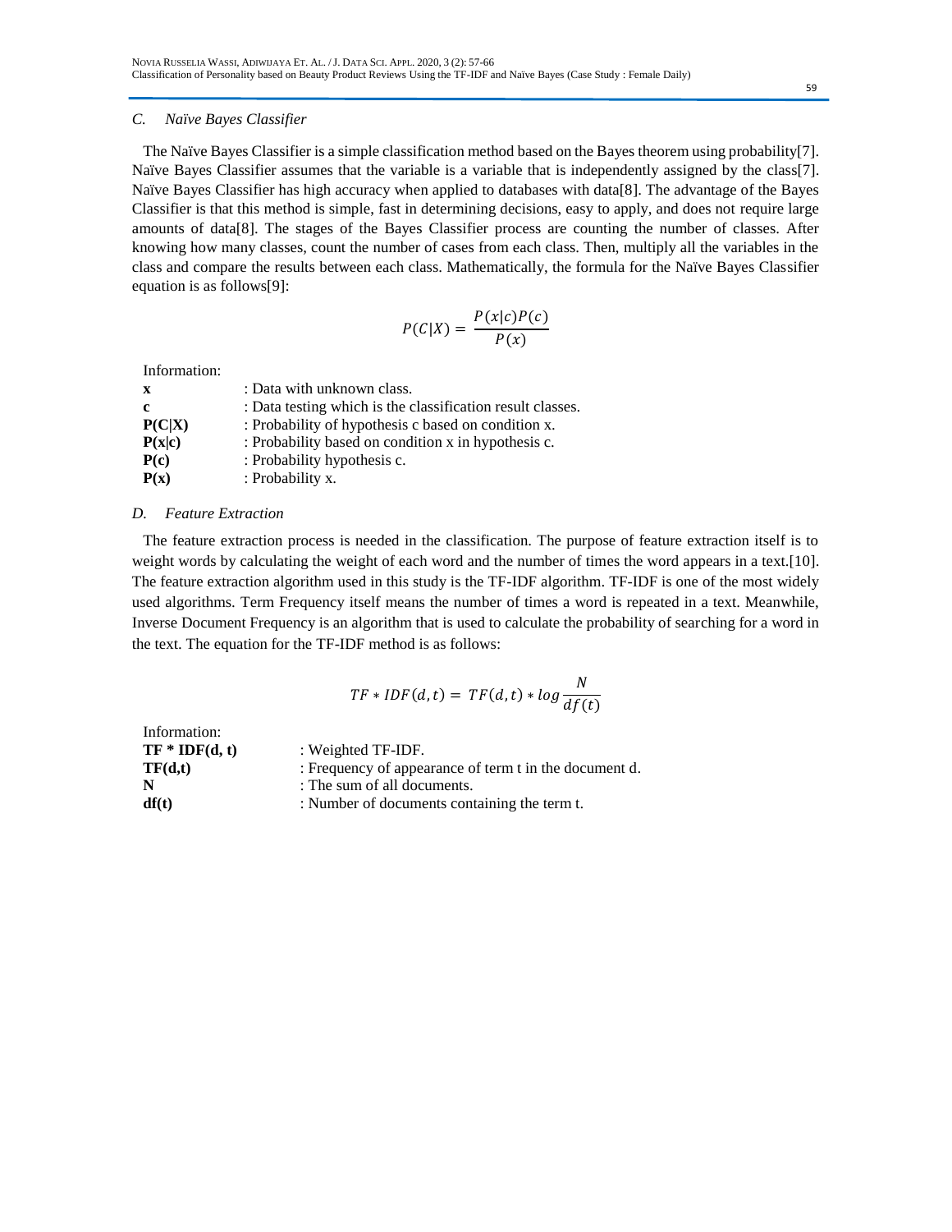### C. *Naïve Bayes Classifier*

The Naïve Bayes Classifier is a simple classification method based on the Bayes theorem using probability[7]. Naïve Bayes Classifier assumes that the variable is a variable that is independently assigned by the class[7]. Naïve Bayes Classifier has high accuracy when applied to databases with data[8]. The advantage of the Bayes Classifier is that this method is simple, fast in determining decisions, easy to apply, and does not require large amounts of data[8]. The stages of the Bayes Classifier process are counting the number of classes. After knowing how many classes, count the number of cases from each class. Then, multiply all the variables in the class and compare the results between each class. Mathematically, the formula for the Naïve Bayes Classifier equation is as follows[9]:

$$P(C|X) = \frac{P(x|c)P(c)}{P(x)}$$

Information:

| | |
|---|---|
| **x** | : Data with unknown class. |
| **c** | : Data testing which is the classification result classes. |
| **P(C\|X)** | : Probability of hypothesis c based on condition x. |
| **P(x\|c)** | : Probability based on condition x in hypothesis c. |
| **P(c)** | : Probability hypothesis c. |
| **P(x)** | : Probability x. |

### D. *Feature Extraction*

The feature extraction process is needed in the classification. The purpose of feature extraction itself is to weight words by calculating the weight of each word and the number of times the word appears in a text.[10]. The feature extraction algorithm used in this study is the TF-IDF algorithm. TF-IDF is one of the most widely used algorithms. Term Frequency itself means the number of times a word is repeated in a text. Meanwhile, Inverse Document Frequency is an algorithm that is used to calculate the probability of searching for a word in the text. The equation for the TF-IDF method is as follows:

$$TF * IDF(d,t) = TF(d,t) * log \frac{N}{df(t)}$$

Information:

| | |
|---|---|
| **TF * IDF(d, t)** | : Weighted TF-IDF. |
| **TF(d,t)** | : Frequency of appearance of term t in the document d. |
| **N** | : The sum of all documents. |
| **df(t)** | : Number of documents containing the term t. |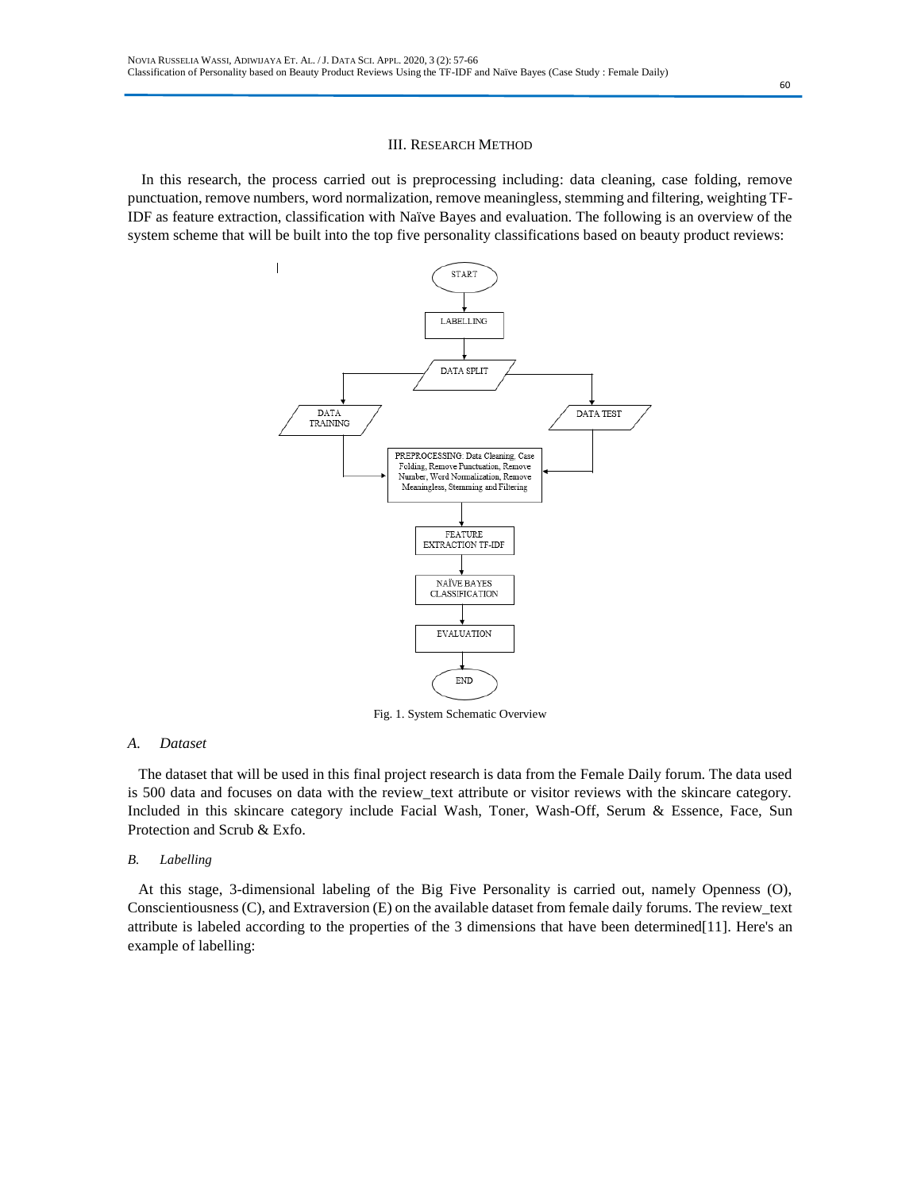## III. RESEARCH METHOD

In this research, the process carried out is preprocessing including: data cleaning, case folding, remove punctuation, remove numbers, word normalization, remove meaningless, stemming and filtering, weighting TF-IDF as feature extraction, classification with Naïve Bayes and evaluation. The following is an overview of the system scheme that will be built into the top five personality classifications based on beauty product reviews:

Fig. 1. System Schematic Overview

### *A. Dataset*

The dataset that will be used in this final project research is data from the Female Daily forum. The data used is 500 data and focuses on data with the review_text attribute or visitor reviews with the skincare category. Included in this skincare category include Facial Wash, Toner, Wash-Off, Serum & Essence, Face, Sun Protection and Scrub & Exfo.

### *B. Labelling*

At this stage, 3-dimensional labeling of the Big Five Personality is carried out, namely Openness (O), Conscientiousness (C), and Extraversion (E) on the available dataset from female daily forums. The review_text attribute is labeled according to the properties of the 3 dimensions that have been determined[11]. Here's an example of labelling: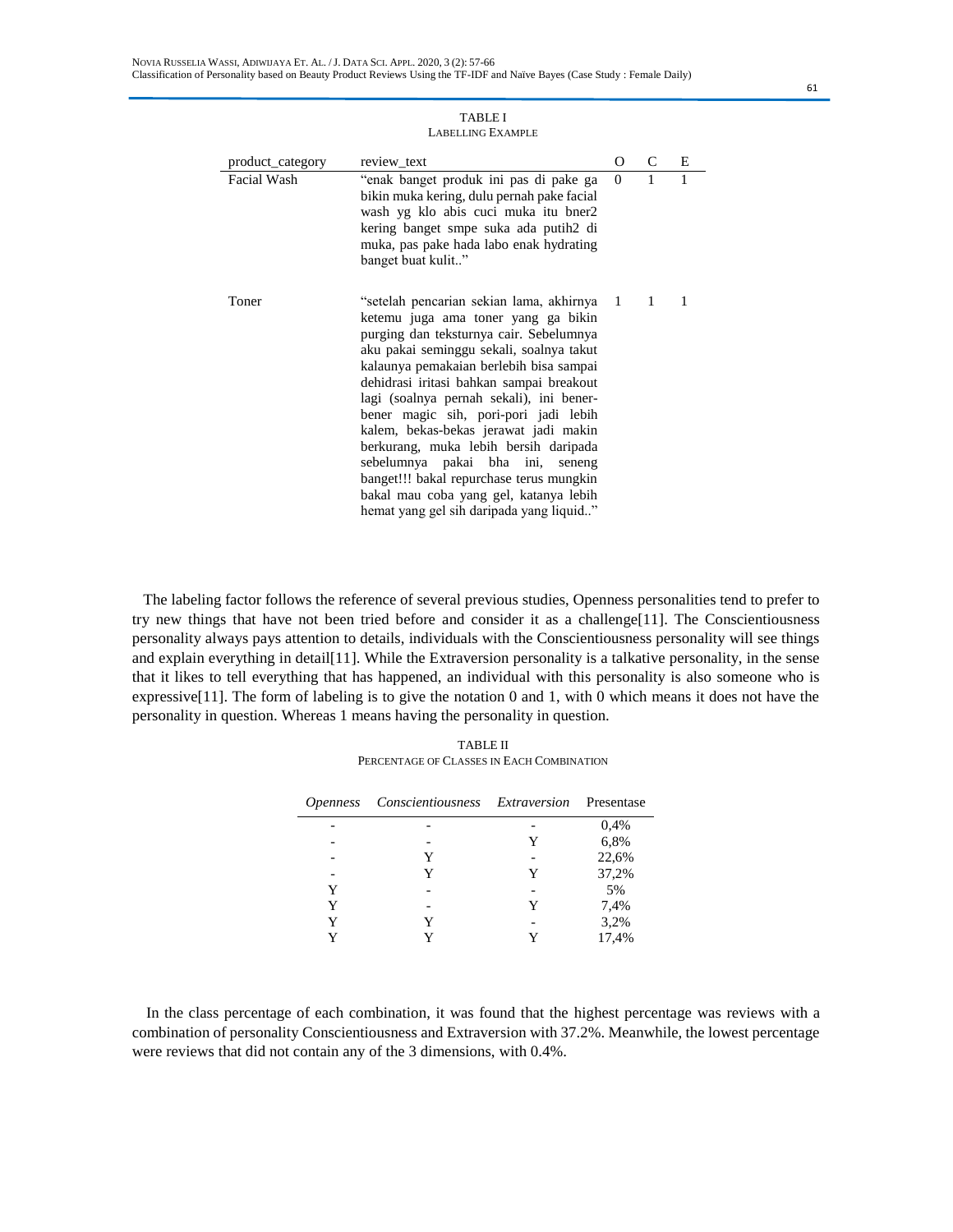TABLE I
LABELLING EXAMPLE

| product_category | review_text | O | C | E |
|---|---|---|---|---|
| Facial Wash | "enak banget produk ini pas di pake ga bikin muka kering, dulu pernah pake facial wash yg klo abis cuci muka itu bner2 kering banget smpe suka ada putih2 di muka, pas pake hada labo enak hydrating banget buat kulit.." | 0 | 1 | 1 |
| Toner | "setelah pencarian sekian lama, akhirnya ketemu juga ama toner yang ga bikin purging dan teksturnya cair. Sebelumnya aku pakai seminggu sekali, soalnya takut kalaunya pemakaian berlebih bisa sampai dehidrasi iritasi bahkan sampai breakout lagi (soalnya pernah sekali), ini bener-bener magic sih, pori-pori jadi lebih kalem, bekas-bekas jerawat jadi makin berkurang, muka lebih bersih daripada sebelumnya pakai bha ini, seneng banget!!! bakal repurchase terus mungkin bakal mau coba yang gel, katanya lebih hemat yang gel sih daripada yang liquid.." | 1 | 1 | 1 |

The labeling factor follows the reference of several previous studies, Openness personalities tend to prefer to try new things that have not been tried before and consider it as a challenge[11]. The Conscientiousness personality always pays attention to details, individuals with the Conscientiousness personality will see things and explain everything in detail[11]. While the Extraversion personality is a talkative personality, in the sense that it likes to tell everything that has happened, an individual with this personality is also someone who is expressive[11]. The form of labeling is to give the notation 0 and 1, with 0 which means it does not have the personality in question. Whereas 1 means having the personality in question.

TABLE II
PERCENTAGE OF CLASSES IN EACH COMBINATION

| *Openness* | *Conscientiousness* | *Extraversion* | Presentase |
|---|---|---|---|
| - | - | - | 0,4% |
| - | - | Y | 6,8% |
| - | Y | - | 22,6% |
| - | Y | Y | 37,2% |
| Y | - | - | 5% |
| Y | - | Y | 7,4% |
| Y | Y | - | 3,2% |
| Y | Y | Y | 17,4% |

In the class percentage of each combination, it was found that the highest percentage was reviews with a combination of personality Conscientiousness and Extraversion with 37.2%. Meanwhile, the lowest percentage were reviews that did not contain any of the 3 dimensions, with 0.4%.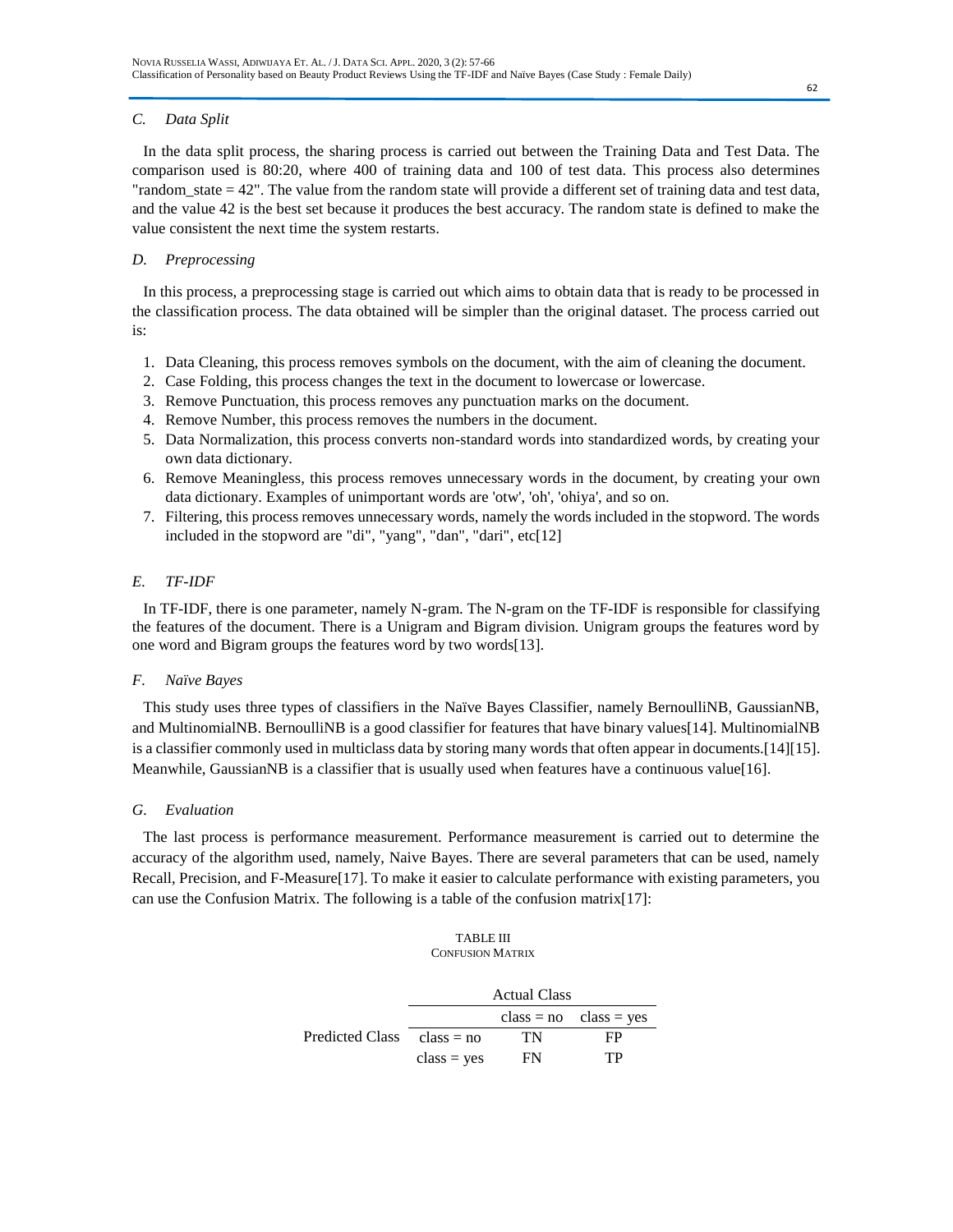### *C. Data Split*

In the data split process, the sharing process is carried out between the Training Data and Test Data. The comparison used is 80:20, where 400 of training data and 100 of test data. This process also determines "random_state = 42". The value from the random state will provide a different set of training data and test data, and the value 42 is the best set because it produces the best accuracy. The random state is defined to make the value consistent the next time the system restarts.

### *D. Preprocessing*

In this process, a preprocessing stage is carried out which aims to obtain data that is ready to be processed in the classification process. The data obtained will be simpler than the original dataset. The process carried out is:

1. Data Cleaning, this process removes symbols on the document, with the aim of cleaning the document.
2. Case Folding, this process changes the text in the document to lowercase or lowercase.
3. Remove Punctuation, this process removes any punctuation marks on the document.
4. Remove Number, this process removes the numbers in the document.
5. Data Normalization, this process converts non-standard words into standardized words, by creating your own data dictionary.
6. Remove Meaningless, this process removes unnecessary words in the document, by creating your own data dictionary. Examples of unimportant words are 'otw', 'oh', 'ohiya', and so on.
7. Filtering, this process removes unnecessary words, namely the words included in the stopword. The words included in the stopword are "di", "yang", "dan", "dari", etc[12]

### *E. TF-IDF*

In TF-IDF, there is one parameter, namely N-gram. The N-gram on the TF-IDF is responsible for classifying the features of the document. There is a Unigram and Bigram division. Unigram groups the features word by one word and Bigram groups the features word by two words[13].

### *F. Naïve Bayes*

This study uses three types of classifiers in the Naïve Bayes Classifier, namely BernoulliNB, GaussianNB, and MultinomialNB. BernoulliNB is a good classifier for features that have binary values[14]. MultinomialNB is a classifier commonly used in multiclass data by storing many words that often appear in documents.[14][15]. Meanwhile, GaussianNB is a classifier that is usually used when features have a continuous value[16].

### *G. Evaluation*

The last process is performance measurement. Performance measurement is carried out to determine the accuracy of the algorithm used, namely, Naive Bayes. There are several parameters that can be used, namely Recall, Precision, and F-Measure[17]. To make it easier to calculate performance with existing parameters, you can use the Confusion Matrix. The following is a table of the confusion matrix[17]:

TABLE III
CONFUSION MATRIX

| | | Actual Class | |
|---|---|---|---|
| | | class = no | class = yes |
| Predicted Class | class = no | TN | FP |
| | class = yes | FN | TP |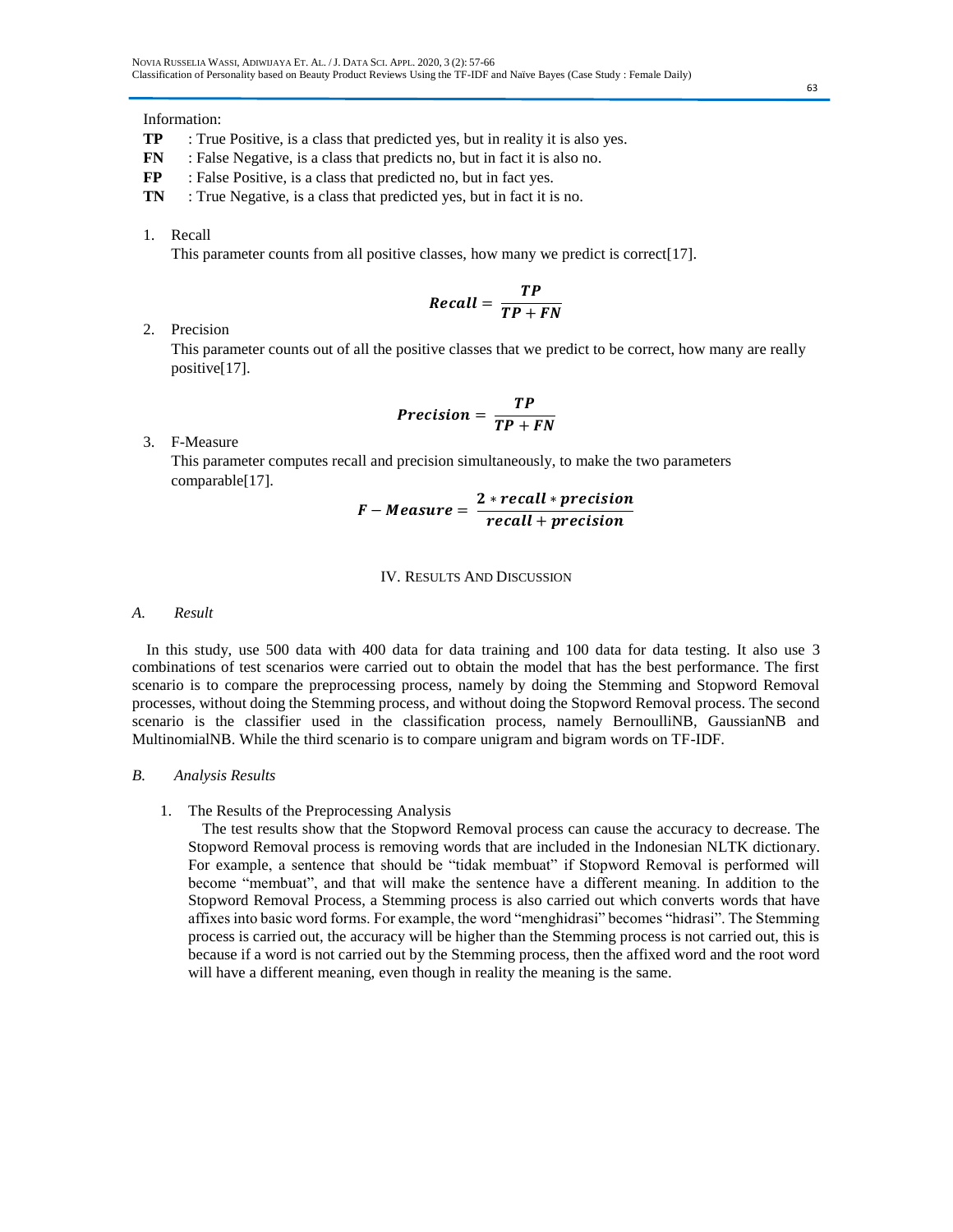Information:

**TP** : True Positive, is a class that predicted yes, but in reality it is also yes.

**FN** : False Negative, is a class that predicts no, but in fact it is also no.

**FP** : False Positive, is a class that predicted no, but in fact yes.

**TN** : True Negative, is a class that predicted yes, but in fact it is no.

1. Recall

   This parameter counts from all positive classes, how many we predict is correct[17].

$$\boldsymbol{Recall} = \frac{\boldsymbol{TP}}{\boldsymbol{TP} + \boldsymbol{FN}}$$

2. Precision

   This parameter counts out of all the positive classes that we predict to be correct, how many are really positive[17].

$$\boldsymbol{Precision} = \frac{\boldsymbol{TP}}{\boldsymbol{TP} + \boldsymbol{FN}}$$

3. F-Measure

   This parameter computes recall and precision simultaneously, to make the two parameters comparable[17].

$$\boldsymbol{F - Measure} = \frac{\boldsymbol{2 * recall * precision}}{\boldsymbol{recall + precision}}$$

## IV. Results And Discussion

### *A. Result*

In this study, use 500 data with 400 data for data training and 100 data for data testing. It also use 3 combinations of test scenarios were carried out to obtain the model that has the best performance. The first scenario is to compare the preprocessing process, namely by doing the Stemming and Stopword Removal processes, without doing the Stemming process, and without doing the Stopword Removal process. The second scenario is the classifier used in the classification process, namely BernoulliNB, GaussianNB and MultinomialNB. While the third scenario is to compare unigram and bigram words on TF-IDF.

### *B. Analysis Results*

1. The Results of the Preprocessing Analysis

   The test results show that the Stopword Removal process can cause the accuracy to decrease. The Stopword Removal process is removing words that are included in the Indonesian NLTK dictionary. For example, a sentence that should be "tidak membuat" if Stopword Removal is performed will become "membuat", and that will make the sentence have a different meaning. In addition to the Stopword Removal Process, a Stemming process is also carried out which converts words that have affixes into basic word forms. For example, the word "menghidrasi" becomes "hidrasi". The Stemming process is carried out, the accuracy will be higher than the Stemming process is not carried out, this is because if a word is not carried out by the Stemming process, then the affixed word and the root word will have a different meaning, even though in reality the meaning is the same.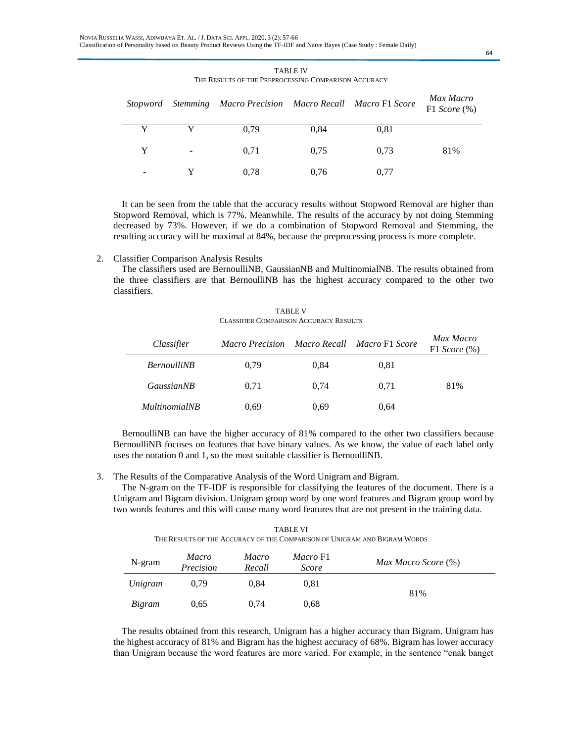TABLE IV
THE RESULTS OF THE PREPROCESSING COMPARISON ACCURACY

| *Stopword* | *Stemming* | *Macro Precision* | *Macro Recall* | *Macro* F1 *Score* | *Max Macro* F1 *Score* (%) |
|---|---|---|---|---|---|
| Y | Y | 0,79 | 0,84 | 0,81 | |
| Y | - | 0,71 | 0,75 | 0,73 | 81% |
| - | Y | 0,78 | 0,76 | 0,77 | |

It can be seen from the table that the accuracy results without Stopword Removal are higher than Stopword Removal, which is 77%. Meanwhile. The results of the accuracy by not doing Stemming decreased by 73%. However, if we do a combination of Stopword Removal and Stemming, the resulting accuracy will be maximal at 84%, because the preprocessing process is more complete.

2. Classifier Comparison Analysis Results

   The classifiers used are BernoulliNB, GaussianNB and MultinomialNB. The results obtained from the three classifiers are that BernoulliNB has the highest accuracy compared to the other two classifiers.

TABLE V
CLASSIFIER COMPARISON ACCURACY RESULTS

| *Classifier* | *Macro Precision* | *Macro Recall* | *Macro* F1 *Score* | *Max Macro* F1 *Score* (%) |
|---|---|---|---|---|
| *BernoulliNB* | 0,79 | 0,84 | 0,81 | |
| *GaussianNB* | 0,71 | 0,74 | 0,71 | 81% |
| *MultinomialNB* | 0,69 | 0,69 | 0,64 | |

BernoulliNB can have the higher accuracy of 81% compared to the other two classifiers because BernoulliNB focuses on features that have binary values. As we know, the value of each label only uses the notation 0 and 1, so the most suitable classifier is BernoulliNB.

3. The Results of the Comparative Analysis of the Word Unigram and Bigram.

   The N-gram on the TF-IDF is responsible for classifying the features of the document. There is a Unigram and Bigram division. Unigram group word by one word features and Bigram group word by two words features and this will cause many word features that are not present in the training data.

TABLE VI
THE RESULTS OF THE ACCURACY OF THE COMPARISON OF UNIGRAM AND BIGRAM WORDS

| N-gram | *Macro Precision* | *Macro Recall* | *Macro* F1 *Score* | *Max Macro Score* (%) |
|---|---|---|---|---|
| *Unigram* | 0,79 | 0,84 | 0,81 | 81% |
| *Bigram* | 0,65 | 0,74 | 0,68 | |

The results obtained from this research, Unigram has a higher accuracy than Bigram. Unigram has the highest accuracy of 81% and Bigram has the highest accuracy of 68%. Bigram has lower accuracy than Unigram because the word features are more varied. For example, in the sentence "enak banget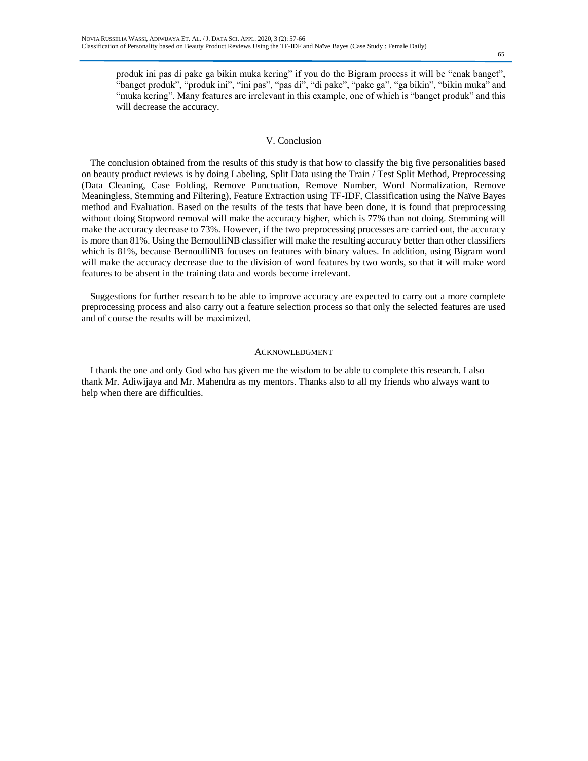produk ini pas di pake ga bikin muka kering" if you do the Bigram process it will be "enak banget", "banget produk", "produk ini", "ini pas", "pas di", "di pake", "pake ga", "ga bikin", "bikin muka" and "muka kering". Many features are irrelevant in this example, one of which is "banget produk" and this will decrease the accuracy.

## V. Conclusion

The conclusion obtained from the results of this study is that how to classify the big five personalities based on beauty product reviews is by doing Labeling, Split Data using the Train / Test Split Method, Preprocessing (Data Cleaning, Case Folding, Remove Punctuation, Remove Number, Word Normalization, Remove Meaningless, Stemming and Filtering), Feature Extraction using TF-IDF, Classification using the Naïve Bayes method and Evaluation. Based on the results of the tests that have been done, it is found that preprocessing without doing Stopword removal will make the accuracy higher, which is 77% than not doing. Stemming will make the accuracy decrease to 73%. However, if the two preprocessing processes are carried out, the accuracy is more than 81%. Using the BernoulliNB classifier will make the resulting accuracy better than other classifiers which is 81%, because BernoulliNB focuses on features with binary values. In addition, using Bigram word will make the accuracy decrease due to the division of word features by two words, so that it will make word features to be absent in the training data and words become irrelevant.

Suggestions for further research to be able to improve accuracy are expected to carry out a more complete preprocessing process and also carry out a feature selection process so that only the selected features are used and of course the results will be maximized.

## Acknowledgment

I thank the one and only God who has given me the wisdom to be able to complete this research. I also thank Mr. Adiwijaya and Mr. Mahendra as my mentors. Thanks also to all my friends who always want to help when there are difficulties.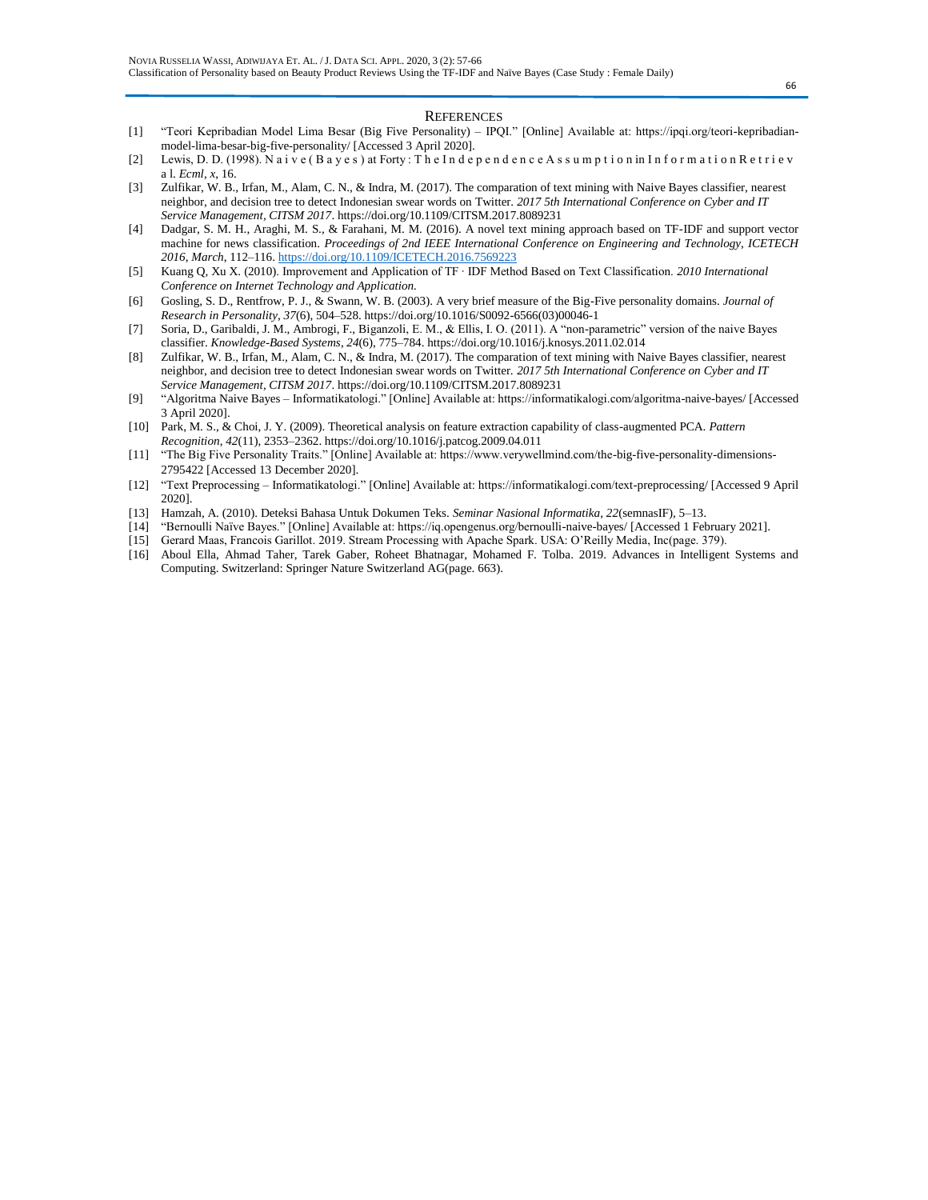## References

[1] "Teori Kepribadian Model Lima Besar (Big Five Personality) – IPQI." [Online] Available at: https://ipqi.org/teori-kepribadian-model-lima-besar-big-five-personality/ [Accessed 3 April 2020].

[2] Lewis, D. D. (1998). N a i v e ( B a y e s ) at Forty : T h e I n d e p e n d e n c e A s s u m p t i o n in I n f o r m a t i o n R e t r i e v a l. *Ecml*, *x*, 16.

[3] Zulfikar, W. B., Irfan, M., Alam, C. N., & Indra, M. (2017). The comparation of text mining with Naive Bayes classifier, nearest neighbor, and decision tree to detect Indonesian swear words on Twitter. *2017 5th International Conference on Cyber and IT Service Management, CITSM 2017*. https://doi.org/10.1109/CITSM.2017.8089231

[4] Dadgar, S. M. H., Araghi, M. S., & Farahani, M. M. (2016). A novel text mining approach based on TF-IDF and support vector machine for news classification. *Proceedings of 2nd IEEE International Conference on Engineering and Technology, ICETECH 2016*, *March*, 112–116. https://doi.org/10.1109/ICETECH.2016.7569223

[5] Kuang Q, Xu X. (2010). Improvement and Application of TF · IDF Method Based on Text Classification. *2010 International Conference on Internet Technology and Application.*

[6] Gosling, S. D., Rentfrow, P. J., & Swann, W. B. (2003). A very brief measure of the Big-Five personality domains. *Journal of Research in Personality*, *37*(6), 504–528. https://doi.org/10.1016/S0092-6566(03)00046-1

[7] Soria, D., Garibaldi, J. M., Ambrogi, F., Biganzoli, E. M., & Ellis, I. O. (2011). A "non-parametric" version of the naive Bayes classifier. *Knowledge-Based Systems*, *24*(6), 775–784. https://doi.org/10.1016/j.knosys.2011.02.014

[8] Zulfikar, W. B., Irfan, M., Alam, C. N., & Indra, M. (2017). The comparation of text mining with Naive Bayes classifier, nearest neighbor, and decision tree to detect Indonesian swear words on Twitter. *2017 5th International Conference on Cyber and IT Service Management, CITSM 2017*. https://doi.org/10.1109/CITSM.2017.8089231

[9] "Algoritma Naive Bayes – Informatikatologi." [Online] Available at: https://informatikalogi.com/algoritma-naive-bayes/ [Accessed 3 April 2020].

[10] Park, M. S., & Choi, J. Y. (2009). Theoretical analysis on feature extraction capability of class-augmented PCA. *Pattern Recognition*, *42*(11), 2353–2362. https://doi.org/10.1016/j.patcog.2009.04.011

[11] "The Big Five Personality Traits." [Online] Available at: https://www.verywellmind.com/the-big-five-personality-dimensions-2795422 [Accessed 13 December 2020].

[12] "Text Preprocessing – Informatikatologi." [Online] Available at: https://informatikalogi.com/text-preprocessing/ [Accessed 9 April 2020].

[13] Hamzah, A. (2010). Deteksi Bahasa Untuk Dokumen Teks. *Seminar Nasional Informatika*, *22*(semnasIF), 5–13.

[14] "Bernoulli Naïve Bayes." [Online] Available at: https://iq.opengenus.org/bernoulli-naive-bayes/ [Accessed 1 February 2021].

[15] Gerard Maas, Francois Garillot. 2019. Stream Processing with Apache Spark. USA: O'Reilly Media, Inc(page. 379).

[16] Aboul Ella, Ahmad Taher, Tarek Gaber, Roheet Bhatnagar, Mohamed F. Tolba. 2019. Advances in Intelligent Systems and Computing. Switzerland: Springer Nature Switzerland AG(page. 663).